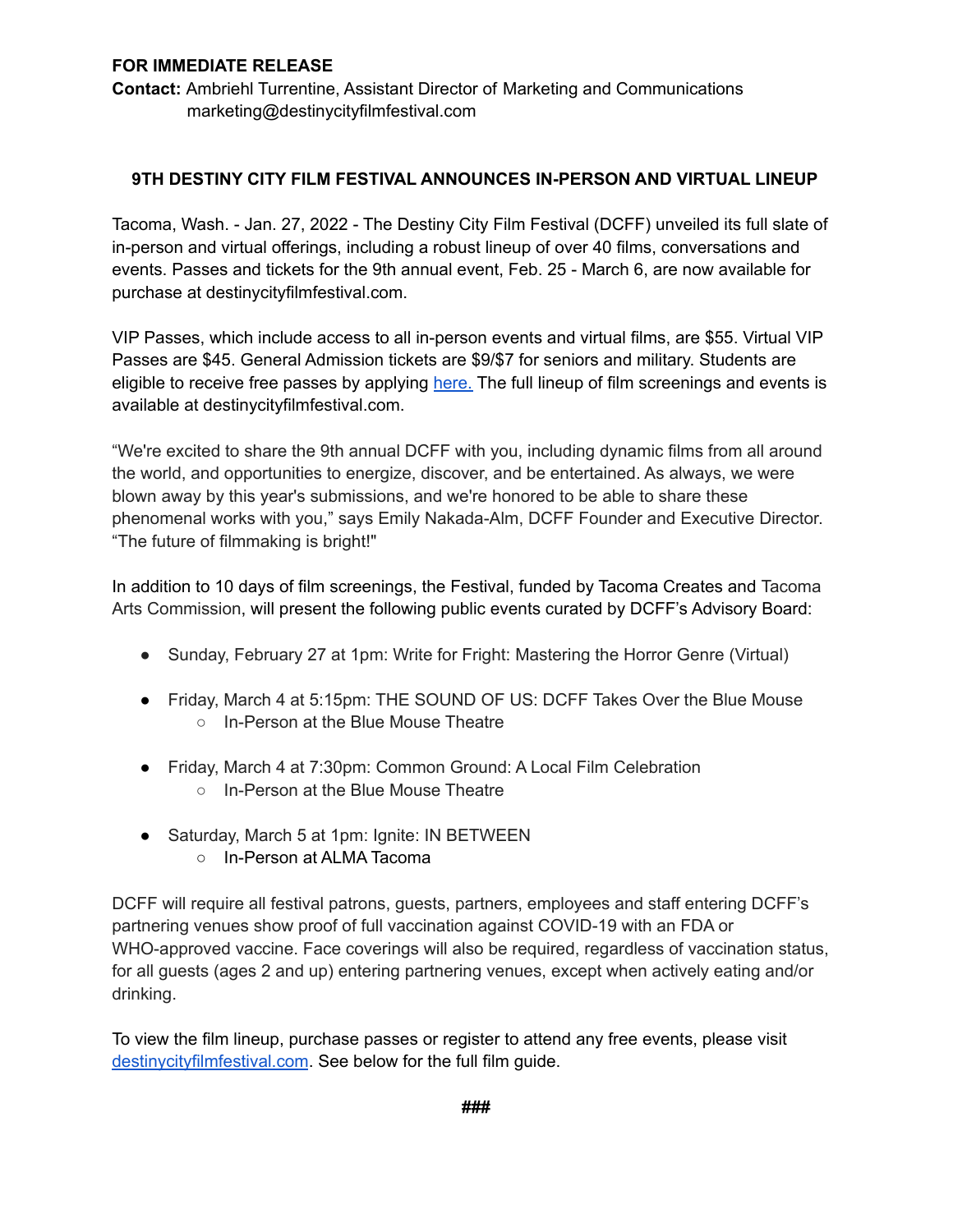**FOR IMMEDIATE RELEASE**

**Contact:** Ambriehl Turrentine, Assistant Director of Marketing and Communications
marketing@destinycityfilmfestival.com

## 9TH DESTINY CITY FILM FESTIVAL ANNOUNCES IN-PERSON AND VIRTUAL LINEUP

Tacoma, Wash. - Jan. 27, 2022 - The Destiny City Film Festival (DCFF) unveiled its full slate of in-person and virtual offerings, including a robust lineup of over 40 films, conversations and events. Passes and tickets for the 9th annual event, Feb. 25 - March 6, are now available for purchase at destinycityfilmfestival.com.

VIP Passes, which include access to all in-person events and virtual films, are $55. Virtual VIP Passes are $45. General Admission tickets are $9/$7 for seniors and military. Students are eligible to receive free passes by applying here. The full lineup of film screenings and events is available at destinycityfilmfestival.com.

"We're excited to share the 9th annual DCFF with you, including dynamic films from all around the world, and opportunities to energize, discover, and be entertained. As always, we were blown away by this year's submissions, and we're honored to be able to share these phenomenal works with you," says Emily Nakada-Alm, DCFF Founder and Executive Director. "The future of filmmaking is bright!"

In addition to 10 days of film screenings, the Festival, funded by Tacoma Creates and Tacoma Arts Commission, will present the following public events curated by DCFF's Advisory Board:

- Sunday, February 27 at 1pm: Write for Fright: Mastering the Horror Genre (Virtual)
- Friday, March 4 at 5:15pm: THE SOUND OF US: DCFF Takes Over the Blue Mouse
  - In-Person at the Blue Mouse Theatre
- Friday, March 4 at 7:30pm: Common Ground: A Local Film Celebration
  - In-Person at the Blue Mouse Theatre
- Saturday, March 5 at 1pm: Ignite: IN BETWEEN
  - In-Person at ALMA Tacoma

DCFF will require all festival patrons, guests, partners, employees and staff entering DCFF's partnering venues show proof of full vaccination against COVID-19 with an FDA or WHO-approved vaccine. Face coverings will also be required, regardless of vaccination status, for all guests (ages 2 and up) entering partnering venues, except when actively eating and/or drinking.

To view the film lineup, purchase passes or register to attend any free events, please visit destinycityfilmfestival.com. See below for the full film guide.

###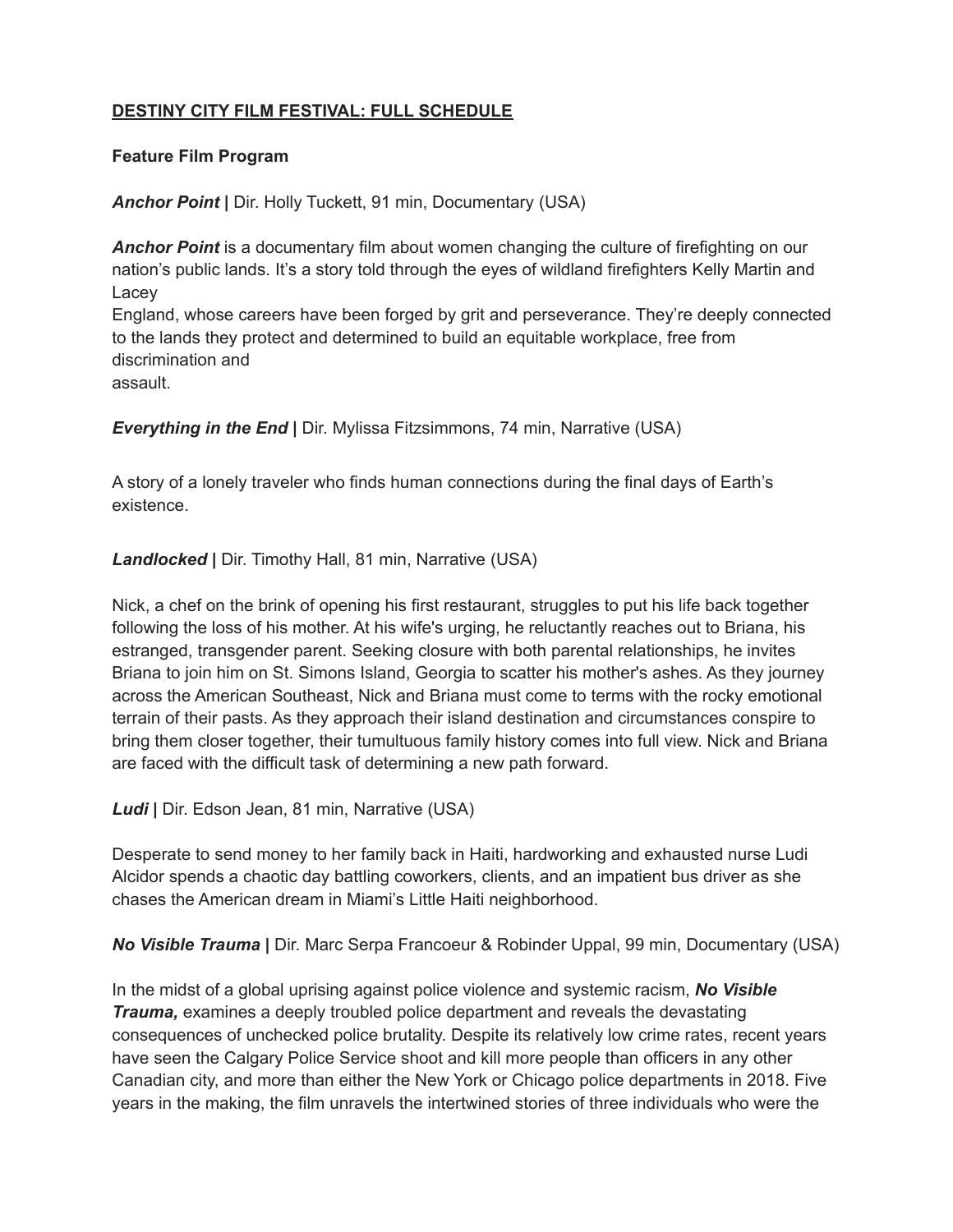# DESTINY CITY FILM FESTIVAL: FULL SCHEDULE

## Feature Film Program

***Anchor Point*** **|** Dir. Holly Tuckett, 91 min, Documentary (USA)

***Anchor Point*** is a documentary film about women changing the culture of firefighting on our nation's public lands. It's a story told through the eyes of wildland firefighters Kelly Martin and Lacey England, whose careers have been forged by grit and perseverance. They're deeply connected to the lands they protect and determined to build an equitable workplace, free from discrimination and assault.

***Everything in the End*** **|** Dir. Mylissa Fitzsimmons, 74 min, Narrative (USA)

A story of a lonely traveler who finds human connections during the final days of Earth's existence.

***Landlocked*** **|** Dir. Timothy Hall, 81 min, Narrative (USA)

Nick, a chef on the brink of opening his first restaurant, struggles to put his life back together following the loss of his mother. At his wife's urging, he reluctantly reaches out to Briana, his estranged, transgender parent. Seeking closure with both parental relationships, he invites Briana to join him on St. Simons Island, Georgia to scatter his mother's ashes. As they journey across the American Southeast, Nick and Briana must come to terms with the rocky emotional terrain of their pasts. As they approach their island destination and circumstances conspire to bring them closer together, their tumultuous family history comes into full view. Nick and Briana are faced with the difficult task of determining a new path forward.

***Ludi*** **|** Dir. Edson Jean, 81 min, Narrative (USA)

Desperate to send money to her family back in Haiti, hardworking and exhausted nurse Ludi Alcidor spends a chaotic day battling coworkers, clients, and an impatient bus driver as she chases the American dream in Miami's Little Haiti neighborhood.

***No Visible Trauma*** **|** Dir. Marc Serpa Francoeur & Robinder Uppal, 99 min, Documentary (USA)

In the midst of a global uprising against police violence and systemic racism, ***No Visible Trauma,*** examines a deeply troubled police department and reveals the devastating consequences of unchecked police brutality. Despite its relatively low crime rates, recent years have seen the Calgary Police Service shoot and kill more people than officers in any other Canadian city, and more than either the New York or Chicago police departments in 2018. Five years in the making, the film unravels the intertwined stories of three individuals who were the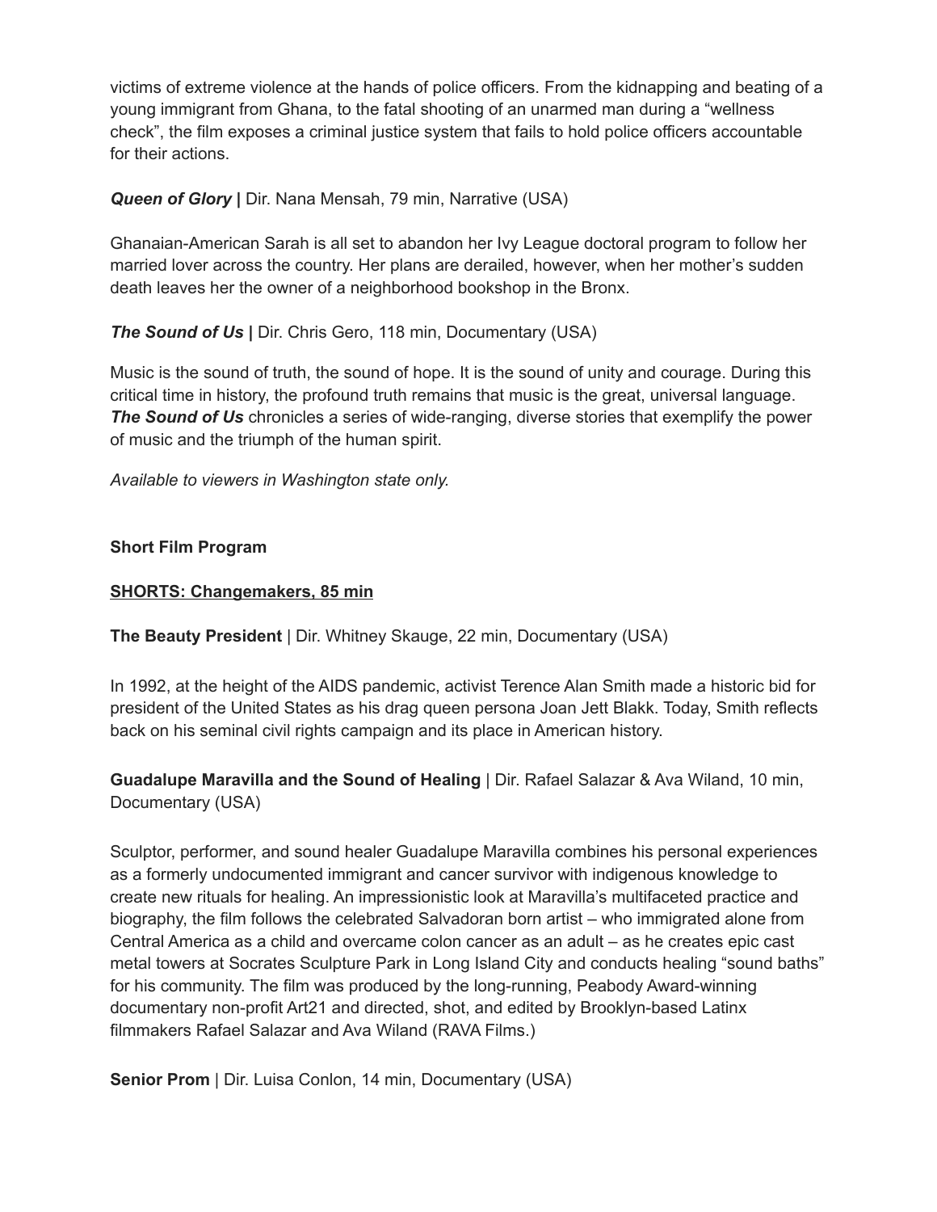victims of extreme violence at the hands of police officers. From the kidnapping and beating of a young immigrant from Ghana, to the fatal shooting of an unarmed man during a "wellness check", the film exposes a criminal justice system that fails to hold police officers accountable for their actions.

***Queen of Glory* |** Dir. Nana Mensah, 79 min, Narrative (USA)

Ghanaian-American Sarah is all set to abandon her Ivy League doctoral program to follow her married lover across the country. Her plans are derailed, however, when her mother's sudden death leaves her the owner of a neighborhood bookshop in the Bronx.

***The Sound of Us* |** Dir. Chris Gero, 118 min, Documentary (USA)

Music is the sound of truth, the sound of hope. It is the sound of unity and courage. During this critical time in history, the profound truth remains that music is the great, universal language. ***The Sound of Us*** chronicles a series of wide-ranging, diverse stories that exemplify the power of music and the triumph of the human spirit.

*Available to viewers in Washington state only.*

**Short Film Program**

**<u>SHORTS: Changemakers, 85 min</u>**

**The Beauty President** | Dir. Whitney Skauge, 22 min, Documentary (USA)

In 1992, at the height of the AIDS pandemic, activist Terence Alan Smith made a historic bid for president of the United States as his drag queen persona Joan Jett Blakk. Today, Smith reflects back on his seminal civil rights campaign and its place in American history.

**Guadalupe Maravilla and the Sound of Healing** | Dir. Rafael Salazar & Ava Wiland, 10 min, Documentary (USA)

Sculptor, performer, and sound healer Guadalupe Maravilla combines his personal experiences as a formerly undocumented immigrant and cancer survivor with indigenous knowledge to create new rituals for healing. An impressionistic look at Maravilla's multifaceted practice and biography, the film follows the celebrated Salvadoran born artist – who immigrated alone from Central America as a child and overcame colon cancer as an adult – as he creates epic cast metal towers at Socrates Sculpture Park in Long Island City and conducts healing "sound baths" for his community. The film was produced by the long-running, Peabody Award-winning documentary non-profit Art21 and directed, shot, and edited by Brooklyn-based Latinx filmmakers Rafael Salazar and Ava Wiland (RAVA Films.)

**Senior Prom** | Dir. Luisa Conlon, 14 min, Documentary (USA)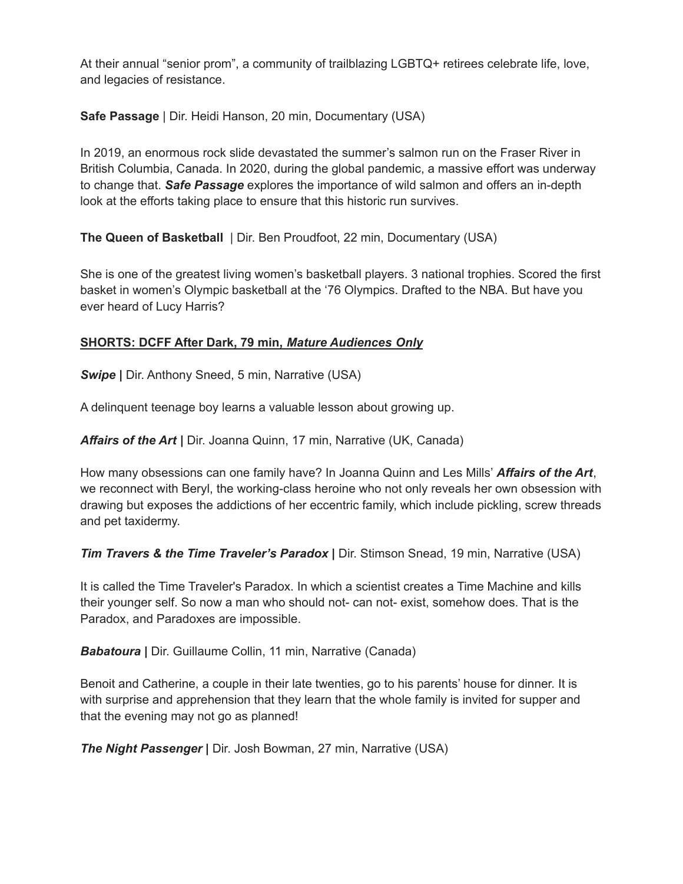At their annual "senior prom", a community of trailblazing LGBTQ+ retirees celebrate life, love, and legacies of resistance.

**Safe Passage** | Dir. Heidi Hanson, 20 min, Documentary (USA)

In 2019, an enormous rock slide devastated the summer's salmon run on the Fraser River in British Columbia, Canada. In 2020, during the global pandemic, a massive effort was underway to change that. ***Safe Passage*** explores the importance of wild salmon and offers an in-depth look at the efforts taking place to ensure that this historic run survives.

**The Queen of Basketball** | Dir. Ben Proudfoot, 22 min, Documentary (USA)

She is one of the greatest living women's basketball players. 3 national trophies. Scored the first basket in women's Olympic basketball at the '76 Olympics. Drafted to the NBA. But have you ever heard of Lucy Harris?

**SHORTS: DCFF After Dark, 79 min, *Mature Audiences Only***

***Swipe*** **|** Dir. Anthony Sneed, 5 min, Narrative (USA)

A delinquent teenage boy learns a valuable lesson about growing up.

***Affairs of the Art*** **|** Dir. Joanna Quinn, 17 min, Narrative (UK, Canada)

How many obsessions can one family have? In Joanna Quinn and Les Mills' ***Affairs of the Art***, we reconnect with Beryl, the working-class heroine who not only reveals her own obsession with drawing but exposes the addictions of her eccentric family, which include pickling, screw threads and pet taxidermy.

***Tim Travers & the Time Traveler's Paradox*** **|** Dir. Stimson Snead, 19 min, Narrative (USA)

It is called the Time Traveler's Paradox. In which a scientist creates a Time Machine and kills their younger self. So now a man who should not- can not- exist, somehow does. That is the Paradox, and Paradoxes are impossible.

***Babatoura*** **|** Dir. Guillaume Collin, 11 min, Narrative (Canada)

Benoit and Catherine, a couple in their late twenties, go to his parents' house for dinner. It is with surprise and apprehension that they learn that the whole family is invited for supper and that the evening may not go as planned!

***The Night Passenger*** **|** Dir. Josh Bowman, 27 min, Narrative (USA)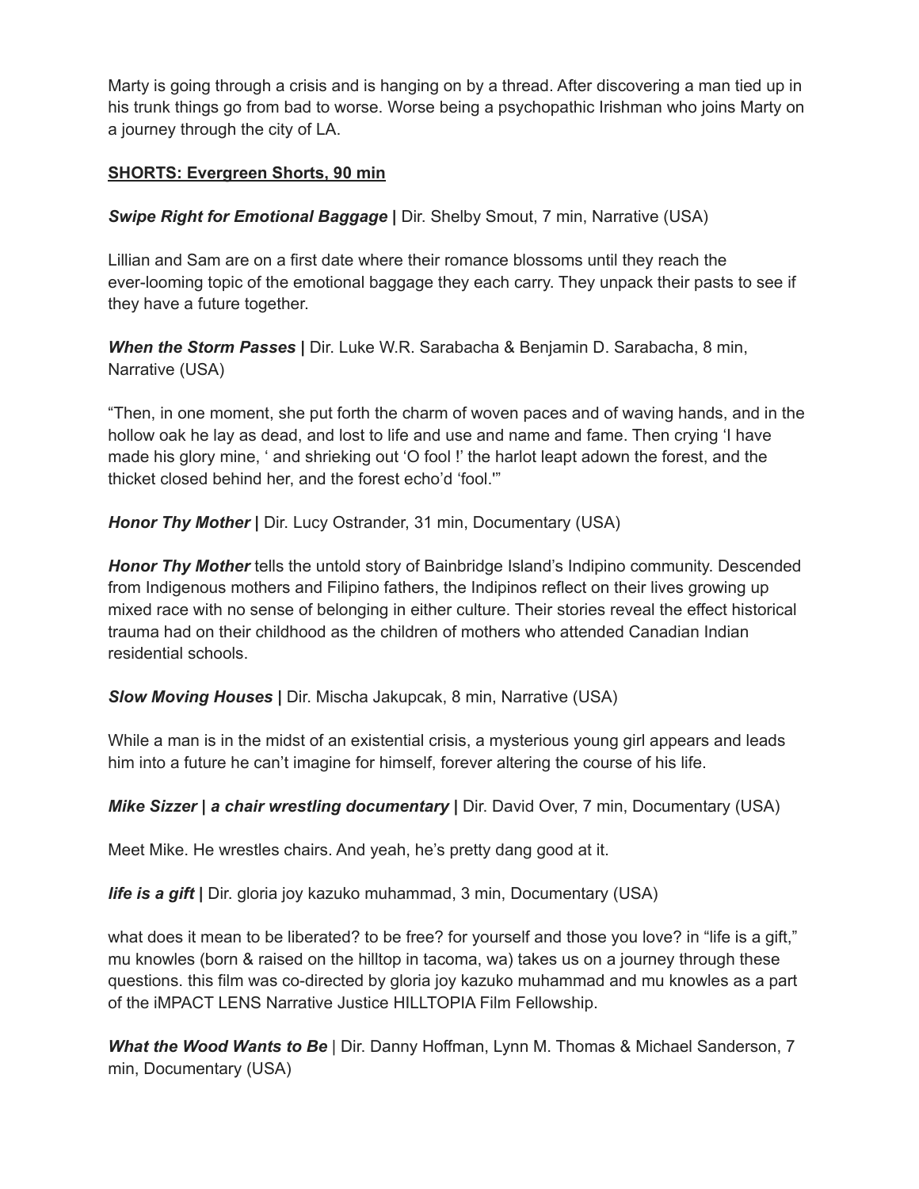Marty is going through a crisis and is hanging on by a thread. After discovering a man tied up in his trunk things go from bad to worse. Worse being a psychopathic Irishman who joins Marty on a journey through the city of LA.

**SHORTS: Evergreen Shorts, 90 min**

***Swipe Right for Emotional Baggage* |** Dir. Shelby Smout, 7 min, Narrative (USA)

Lillian and Sam are on a first date where their romance blossoms until they reach the ever-looming topic of the emotional baggage they each carry. They unpack their pasts to see if they have a future together.

***When the Storm Passes* |** Dir. Luke W.R. Sarabacha & Benjamin D. Sarabacha, 8 min, Narrative (USA)

"Then, in one moment, she put forth the charm of woven paces and of waving hands, and in the hollow oak he lay as dead, and lost to life and use and name and fame. Then crying 'I have made his glory mine, ' and shrieking out 'O fool !' the harlot leapt adown the forest, and the thicket closed behind her, and the forest echo'd 'fool.'"

***Honor Thy Mother* |** Dir. Lucy Ostrander, 31 min, Documentary (USA)

***Honor Thy Mother*** tells the untold story of Bainbridge Island's Indipino community. Descended from Indigenous mothers and Filipino fathers, the Indipinos reflect on their lives growing up mixed race with no sense of belonging in either culture. Their stories reveal the effect historical trauma had on their childhood as the children of mothers who attended Canadian Indian residential schools.

***Slow Moving Houses* |** Dir. Mischa Jakupcak, 8 min, Narrative (USA)

While a man is in the midst of an existential crisis, a mysterious young girl appears and leads him into a future he can't imagine for himself, forever altering the course of his life.

***Mike Sizzer | a chair wrestling documentary* |** Dir. David Over, 7 min, Documentary (USA)

Meet Mike. He wrestles chairs. And yeah, he's pretty dang good at it.

***life is a gift* |** Dir. gloria joy kazuko muhammad, 3 min, Documentary (USA)

what does it mean to be liberated? to be free? for yourself and those you love? in "life is a gift," mu knowles (born & raised on the hilltop in tacoma, wa) takes us on a journey through these questions. this film was co-directed by gloria joy kazuko muhammad and mu knowles as a part of the iMPACT LENS Narrative Justice HILLTOPIA Film Fellowship.

***What the Wood Wants to Be*** | Dir. Danny Hoffman, Lynn M. Thomas & Michael Sanderson, 7 min, Documentary (USA)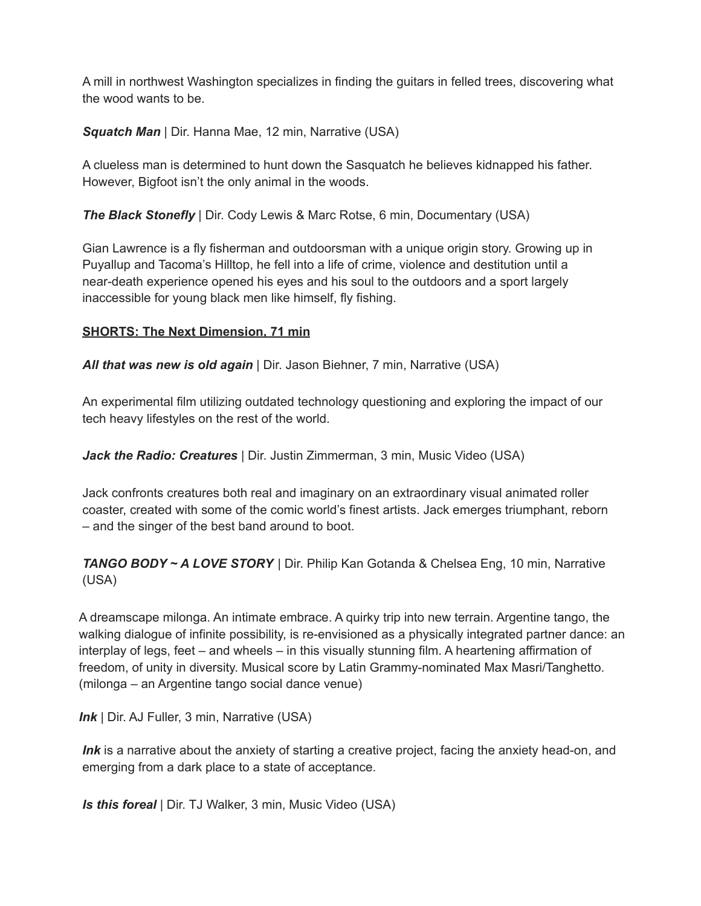A mill in northwest Washington specializes in finding the guitars in felled trees, discovering what the wood wants to be.

***Squatch Man*** | Dir. Hanna Mae, 12 min, Narrative (USA)

A clueless man is determined to hunt down the Sasquatch he believes kidnapped his father. However, Bigfoot isn't the only animal in the woods.

***The Black Stonefly*** | Dir. Cody Lewis & Marc Rotse, 6 min, Documentary (USA)

Gian Lawrence is a fly fisherman and outdoorsman with a unique origin story. Growing up in Puyallup and Tacoma's Hilltop, he fell into a life of crime, violence and destitution until a near-death experience opened his eyes and his soul to the outdoors and a sport largely inaccessible for young black men like himself, fly fishing.

**SHORTS: The Next Dimension, 71 min**

***All that was new is old again*** | Dir. Jason Biehner, 7 min, Narrative (USA)

An experimental film utilizing outdated technology questioning and exploring the impact of our tech heavy lifestyles on the rest of the world.

***Jack the Radio: Creatures*** | Dir. Justin Zimmerman, 3 min, Music Video (USA)

Jack confronts creatures both real and imaginary on an extraordinary visual animated roller coaster, created with some of the comic world's finest artists. Jack emerges triumphant, reborn – and the singer of the best band around to boot.

***TANGO BODY ~ A LOVE STORY*** | Dir. Philip Kan Gotanda & Chelsea Eng, 10 min, Narrative (USA)

A dreamscape milonga. An intimate embrace. A quirky trip into new terrain. Argentine tango, the walking dialogue of infinite possibility, is re-envisioned as a physically integrated partner dance: an interplay of legs, feet – and wheels – in this visually stunning film. A heartening affirmation of freedom, of unity in diversity. Musical score by Latin Grammy-nominated Max Masri/Tanghetto. (milonga – an Argentine tango social dance venue)

***Ink*** | Dir. AJ Fuller, 3 min, Narrative (USA)

***Ink*** is a narrative about the anxiety of starting a creative project, facing the anxiety head-on, and emerging from a dark place to a state of acceptance.

***Is this foreal*** | Dir. TJ Walker, 3 min, Music Video (USA)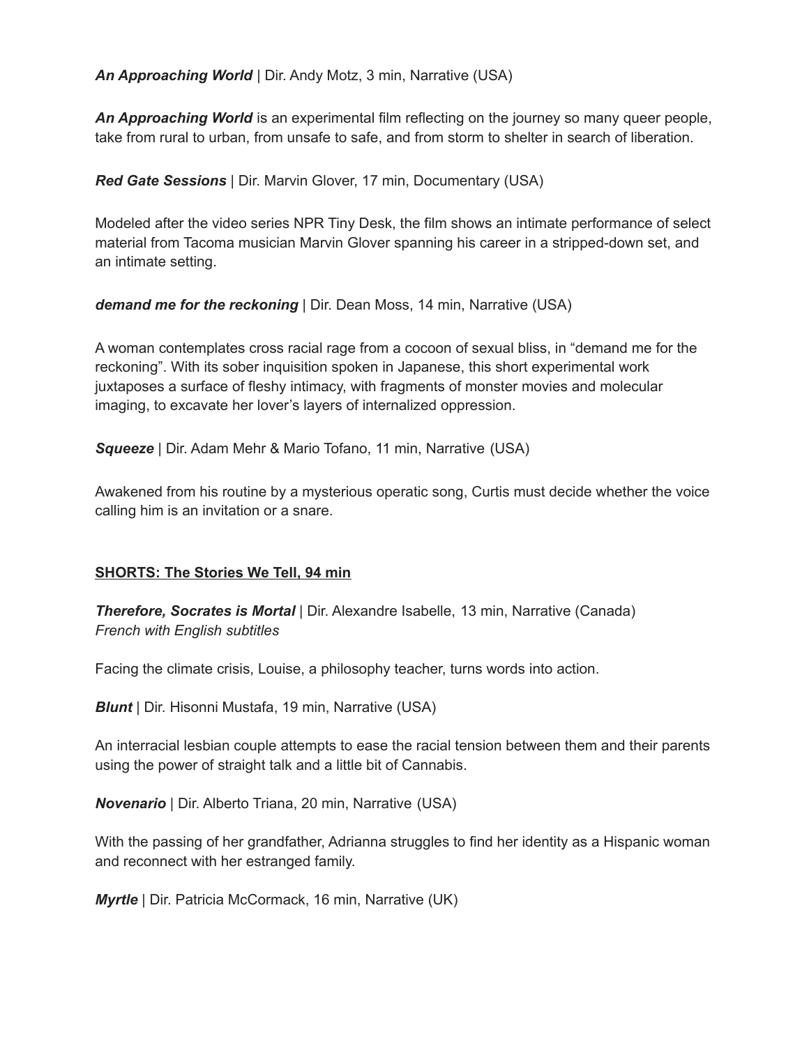***An Approaching World*** | Dir. Andy Motz, 3 min, Narrative (USA)

***An Approaching World*** is an experimental film reflecting on the journey so many queer people, take from rural to urban, from unsafe to safe, and from storm to shelter in search of liberation.

***Red Gate Sessions*** | Dir. Marvin Glover, 17 min, Documentary (USA)

Modeled after the video series NPR Tiny Desk, the film shows an intimate performance of select material from Tacoma musician Marvin Glover spanning his career in a stripped-down set, and an intimate setting.

***demand me for the reckoning*** | Dir. Dean Moss, 14 min, Narrative (USA)

A woman contemplates cross racial rage from a cocoon of sexual bliss, in "demand me for the reckoning". With its sober inquisition spoken in Japanese, this short experimental work juxtaposes a surface of fleshy intimacy, with fragments of monster movies and molecular imaging, to excavate her lover's layers of internalized oppression.

***Squeeze*** | Dir. Adam Mehr & Mario Tofano, 11 min, Narrative (USA)

Awakened from his routine by a mysterious operatic song, Curtis must decide whether the voice calling him is an invitation or a snare.

<u>**SHORTS: The Stories We Tell, 94 min**</u>

***Therefore, Socrates is Mortal*** | Dir. Alexandre Isabelle, 13 min, Narrative (Canada)
*French with English subtitles*

Facing the climate crisis, Louise, a philosophy teacher, turns words into action.

***Blunt*** | Dir. Hisonni Mustafa, 19 min, Narrative (USA)

An interracial lesbian couple attempts to ease the racial tension between them and their parents using the power of straight talk and a little bit of Cannabis.

***Novenario*** | Dir. Alberto Triana, 20 min, Narrative (USA)

With the passing of her grandfather, Adrianna struggles to find her identity as a Hispanic woman and reconnect with her estranged family.

***Myrtle*** | Dir. Patricia McCormack, 16 min, Narrative (UK)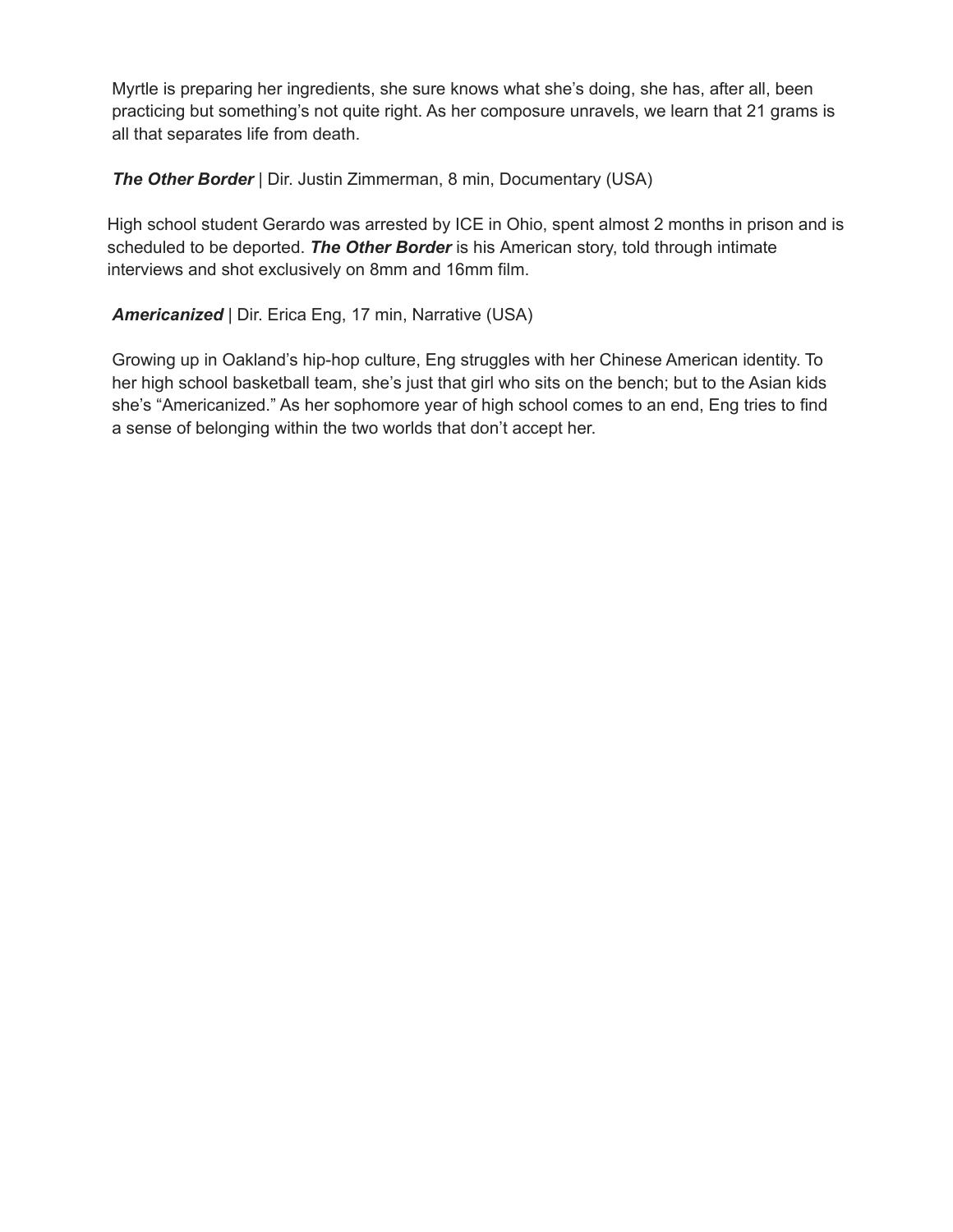Myrtle is preparing her ingredients, she sure knows what she's doing, she has, after all, been practicing but something's not quite right. As her composure unravels, we learn that 21 grams is all that separates life from death.

***The Other Border*** | Dir. Justin Zimmerman, 8 min, Documentary (USA)

High school student Gerardo was arrested by ICE in Ohio, spent almost 2 months in prison and is scheduled to be deported. ***The Other Border*** is his American story, told through intimate interviews and shot exclusively on 8mm and 16mm film.

***Americanized*** | Dir. Erica Eng, 17 min, Narrative (USA)

Growing up in Oakland's hip-hop culture, Eng struggles with her Chinese American identity. To her high school basketball team, she's just that girl who sits on the bench; but to the Asian kids she's "Americanized." As her sophomore year of high school comes to an end, Eng tries to find a sense of belonging within the two worlds that don't accept her.